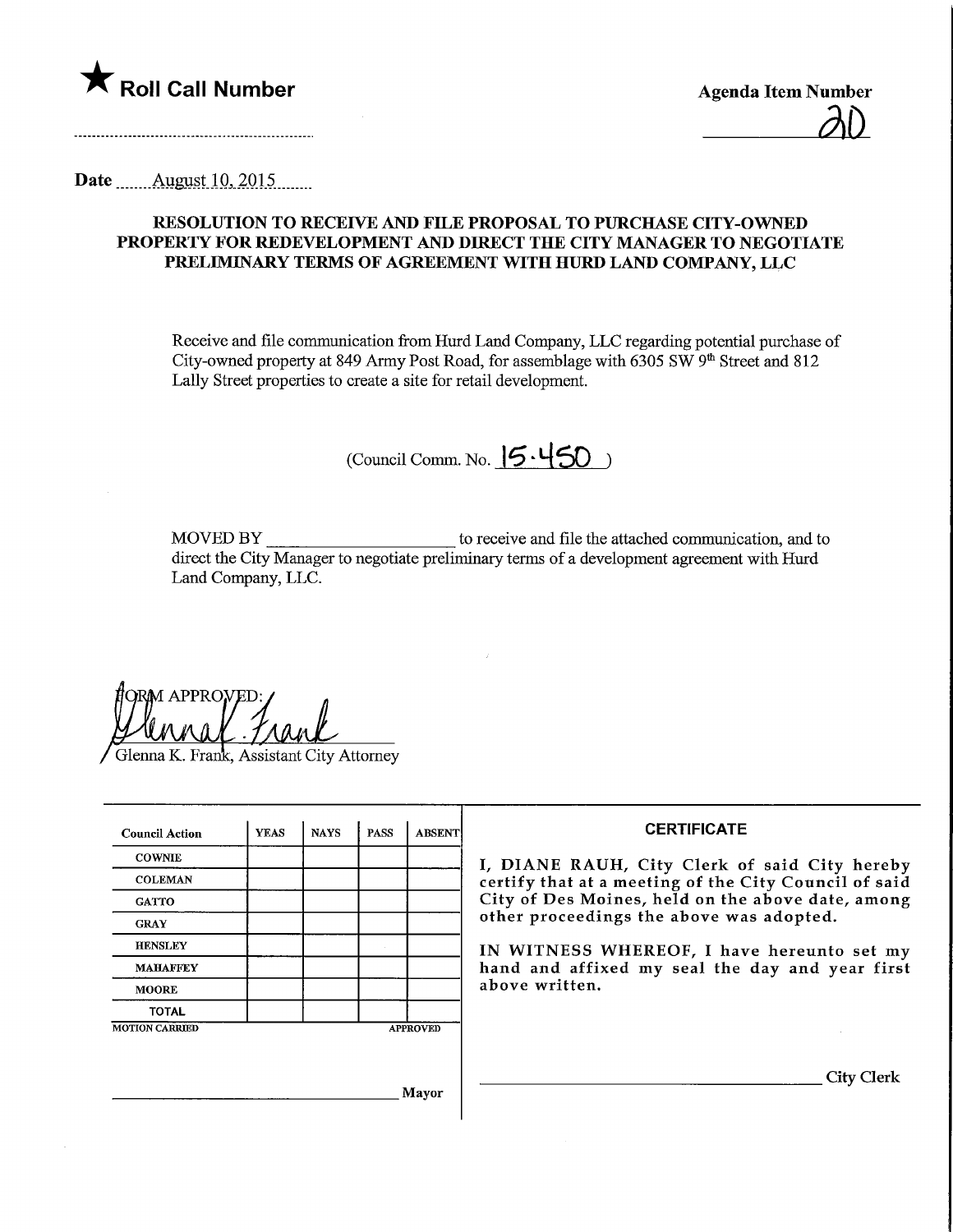★ **Roll Call Number**

**Agenda Item Number**

20

Date August 10, 2015

**RESOLUTION TO RECEIVE AND FILE PROPOSAL TO PURCHASE CITY-OWNED PROPERTY FOR REDEVELOPMENT AND DIRECT THE CITY MANAGER TO NEGOTIATE PRELIMINARY TERMS OF AGREEMENT WITH HURD LAND COMPANY, LLC**

Receive and file communication from Hurd Land Company, LLC regarding potential purchase of City-owned property at 849 Army Post Road, for assemblage with 6305 SW 9th Street and 812 Lally Street properties to create a site for retail development.

(Council Comm. No. 15-450 )

MOVED BY ______________________ to receive and file the attached communication, and to direct the City Manager to negotiate preliminary terms of a development agreement with Hurd Land Company, LLC.

FORM APPROVED:

Glenna K. Frank, Assistant City Attorney

| Council Action | YEAS | NAYS | PASS | ABSENT |
|---|---|---|---|---|
| COWNIE | | | | |
| COLEMAN | | | | |
| GATTO | | | | |
| GRAY | | | | |
| HENSLEY | | | | |
| MAHAFFEY | | | | |
| MOORE | | | | |
| TOTAL | | | | |
| MOTION CARRIED | | | | APPROVED |

______________________________ Mayor

**CERTIFICATE**

I, DIANE RAUH, City Clerk of said City hereby certify that at a meeting of the City Council of said City of Des Moines, held on the above date, among other proceedings the above was adopted.

IN WITNESS WHEREOF, I have hereunto set my hand and affixed my seal the day and year first above written.

______________________________ City Clerk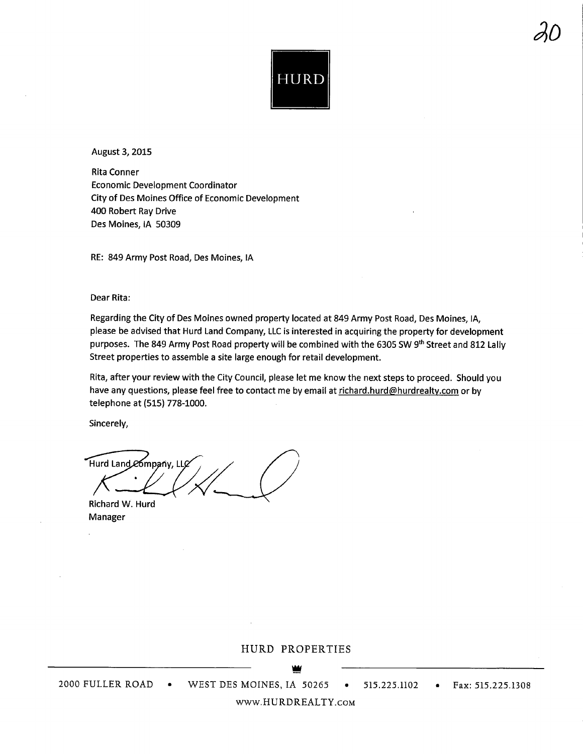HURD

August 3, 2015

Rita Conner
Economic Development Coordinator
City of Des Moines Office of Economic Development
400 Robert Ray Drive
Des Moines, IA 50309

RE: 849 Army Post Road, Des Moines, IA

Dear Rita:

Regarding the City of Des Moines owned property located at 849 Army Post Road, Des Moines, IA, please be advised that Hurd Land Company, LLC is interested in acquiring the property for development purposes. The 849 Army Post Road property will be combined with the 6305 SW 9th Street and 812 Lally Street properties to assemble a site large enough for retail development.

Rita, after your review with the City Council, please let me know the next steps to proceed. Should you have any questions, please feel free to contact me by email at richard.hurd@hurdrealty.com or by telephone at (515) 778-1000.

Sincerely,

Hurd Land Company, LLC

Richard W. Hurd
Manager

HURD PROPERTIES

2000 FULLER ROAD • WEST DES MOINES, IA 50265 • 515.225.1102 • Fax: 515.225.1308

www.HURDREALTY.com